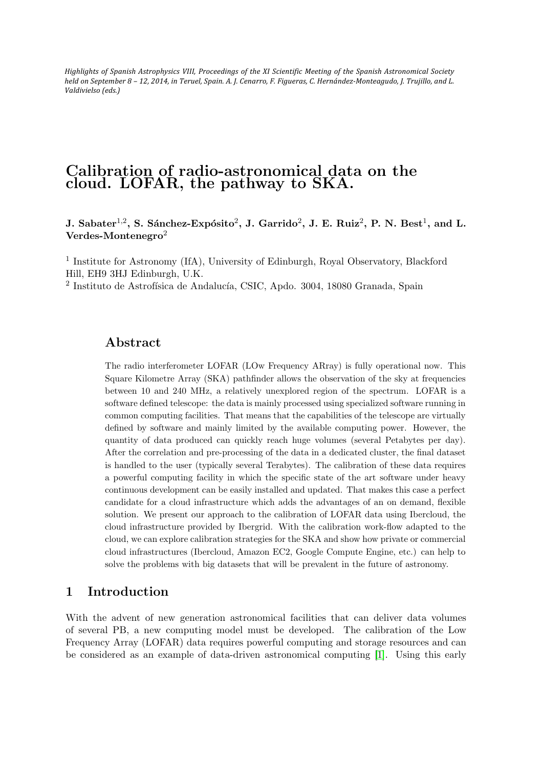*Highlights of Spanish Astrophysics VIII, Proceedings of the XI Scientific Meeting of the Spanish Astronomical Society held on September 8 – 12, 2014, in Teruel, Spain. A. J. Cenarro, F. Figueras, C. Hernández-Monteagudo, J. Trujillo, and L. Valdivielso (eds.)*

# Calibration of radio-astronomical data on the cloud. LOFAR, the pathway to SKA.

**J. Sabater[1,2], S. Sánchez-Expósito[2], J. Garrido[2], J. E. Ruiz[2], P. N. Best[1], and L. Verdes-Montenegro[2]**

[1] Institute for Astronomy (IfA), University of Edinburgh, Royal Observatory, Blackford Hill, EH9 3HJ Edinburgh, U.K.
[2] Instituto de Astrofísica de Andalucía, CSIC, Apdo. 3004, 18080 Granada, Spain

## Abstract

The radio interferometer LOFAR (LOw Frequency ARray) is fully operational now. This Square Kilometre Array (SKA) pathfinder allows the observation of the sky at frequencies between 10 and 240 MHz, a relatively unexplored region of the spectrum. LOFAR is a software defined telescope: the data is mainly processed using specialized software running in common computing facilities. That means that the capabilities of the telescope are virtually defined by software and mainly limited by the available computing power. However, the quantity of data produced can quickly reach huge volumes (several Petabytes per day). After the correlation and pre-processing of the data in a dedicated cluster, the final dataset is handled to the user (typically several Terabytes). The calibration of these data requires a powerful computing facility in which the specific state of the art software under heavy continuous development can be easily installed and updated. That makes this case a perfect candidate for a cloud infrastructure which adds the advantages of an on demand, flexible solution. We present our approach to the calibration of LOFAR data using Ibercloud, the cloud infrastructure provided by Ibergrid. With the calibration work-flow adapted to the cloud, we can explore calibration strategies for the SKA and show how private or commercial cloud infrastructures (Ibercloud, Amazon EC2, Google Compute Engine, etc.) can help to solve the problems with big datasets that will be prevalent in the future of astronomy.

## 1 Introduction

With the advent of new generation astronomical facilities that can deliver data volumes of several PB, a new computing model must be developed. The calibration of the Low Frequency Array (LOFAR) data requires powerful computing and storage resources and can be considered as an example of data-driven astronomical computing [1]. Using this early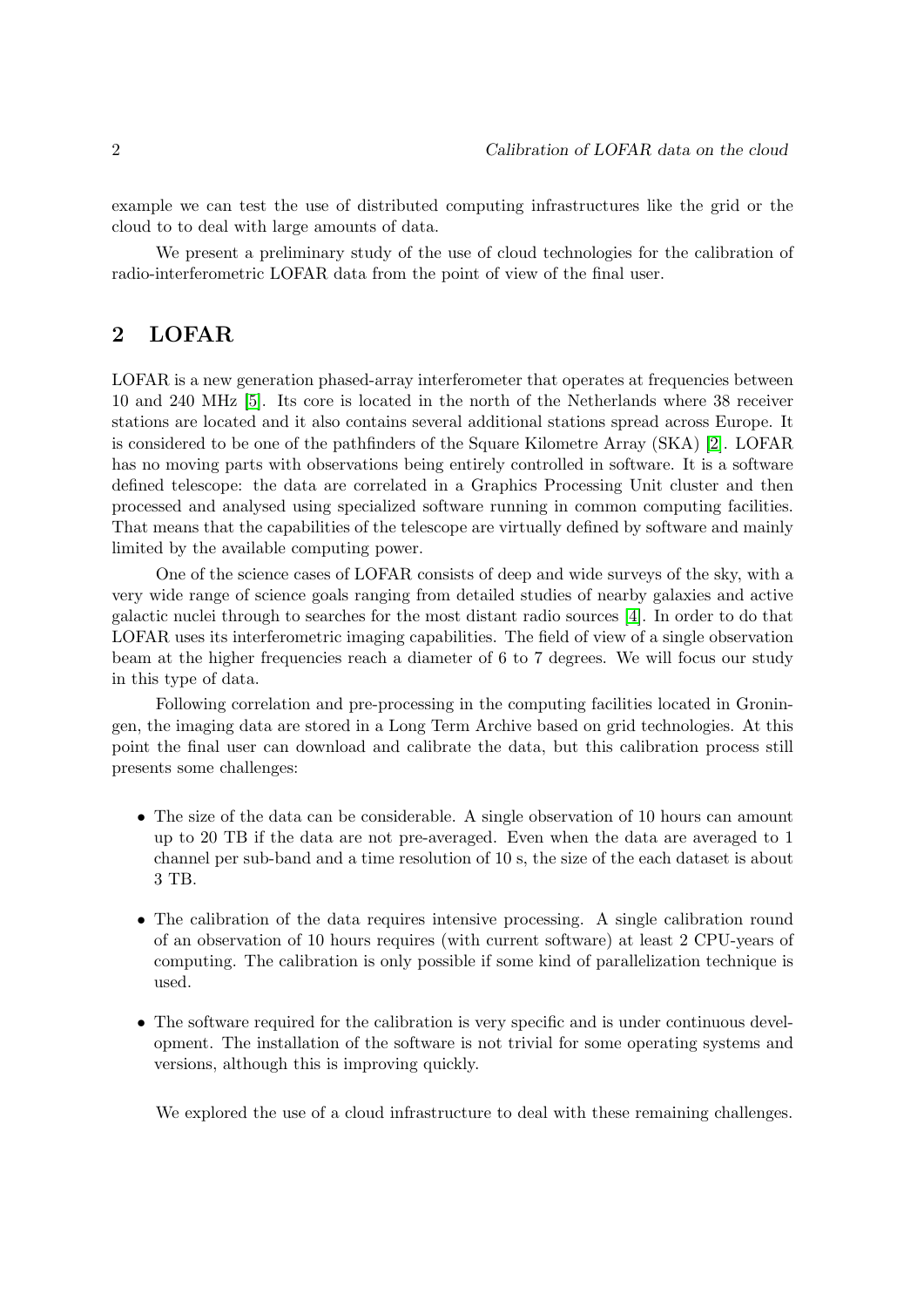example we can test the use of distributed computing infrastructures like the grid or the cloud to to deal with large amounts of data.

We present a preliminary study of the use of cloud technologies for the calibration of radio-interferometric LOFAR data from the point of view of the final user.

## 2 LOFAR

LOFAR is a new generation phased-array interferometer that operates at frequencies between 10 and 240 MHz [5]. Its core is located in the north of the Netherlands where 38 receiver stations are located and it also contains several additional stations spread across Europe. It is considered to be one of the pathfinders of the Square Kilometre Array (SKA) [2]. LOFAR has no moving parts with observations being entirely controlled in software. It is a software defined telescope: the data are correlated in a Graphics Processing Unit cluster and then processed and analysed using specialized software running in common computing facilities. That means that the capabilities of the telescope are virtually defined by software and mainly limited by the available computing power.

One of the science cases of LOFAR consists of deep and wide surveys of the sky, with a very wide range of science goals ranging from detailed studies of nearby galaxies and active galactic nuclei through to searches for the most distant radio sources [4]. In order to do that LOFAR uses its interferometric imaging capabilities. The field of view of a single observation beam at the higher frequencies reach a diameter of 6 to 7 degrees. We will focus our study in this type of data.

Following correlation and pre-processing in the computing facilities located in Groningen, the imaging data are stored in a Long Term Archive based on grid technologies. At this point the final user can download and calibrate the data, but this calibration process still presents some challenges:

- The size of the data can be considerable. A single observation of 10 hours can amount up to 20 TB if the data are not pre-averaged. Even when the data are averaged to 1 channel per sub-band and a time resolution of 10 s, the size of the each dataset is about 3 TB.
- The calibration of the data requires intensive processing. A single calibration round of an observation of 10 hours requires (with current software) at least 2 CPU-years of computing. The calibration is only possible if some kind of parallelization technique is used.
- The software required for the calibration is very specific and is under continuous development. The installation of the software is not trivial for some operating systems and versions, although this is improving quickly.

We explored the use of a cloud infrastructure to deal with these remaining challenges.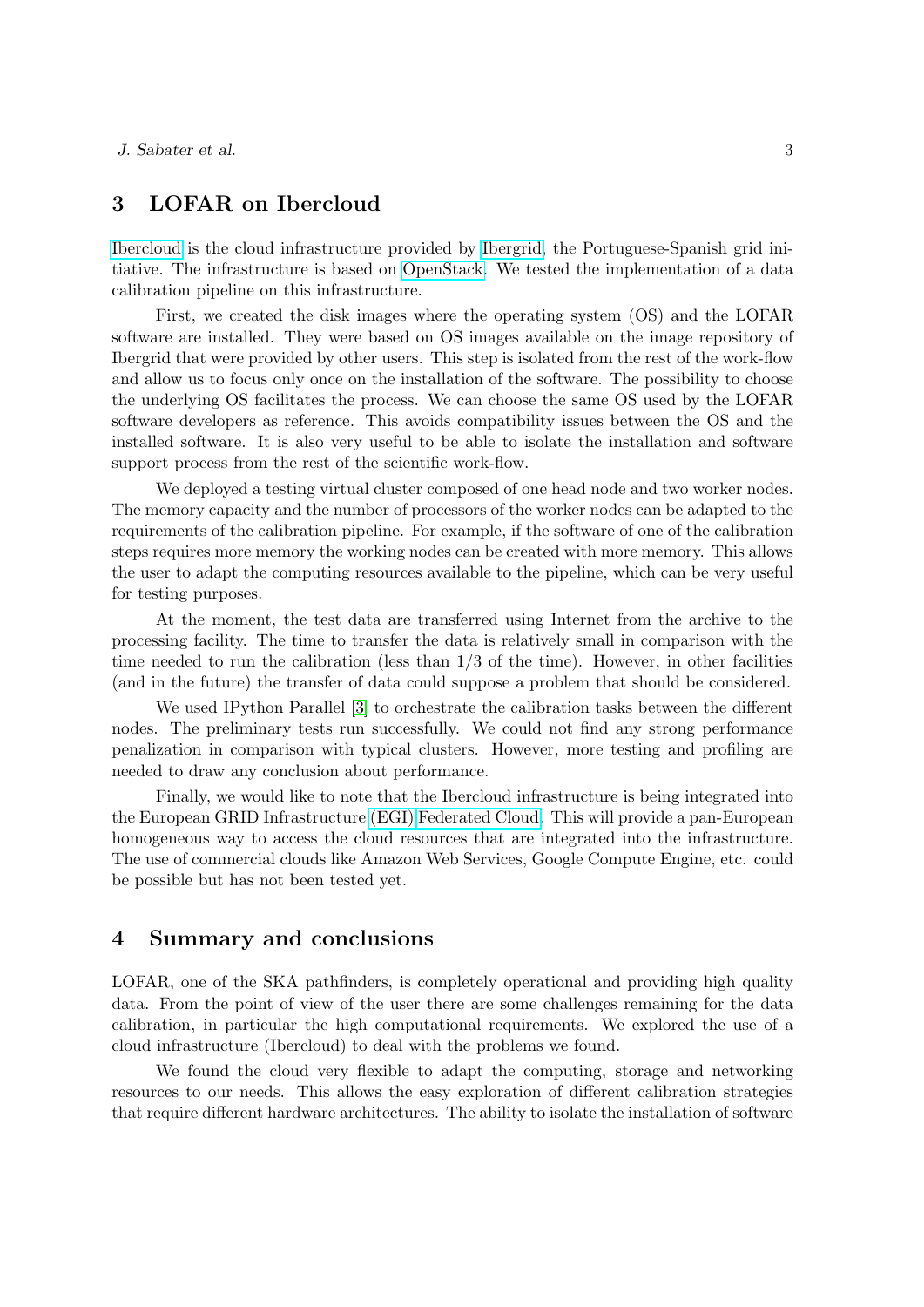## 3 LOFAR on Ibercloud

Ibercloud is the cloud infrastructure provided by Ibergrid, the Portuguese-Spanish grid initiative. The infrastructure is based on OpenStack. We tested the implementation of a data calibration pipeline on this infrastructure.

First, we created the disk images where the operating system (OS) and the LOFAR software are installed. They were based on OS images available on the image repository of Ibergrid that were provided by other users. This step is isolated from the rest of the work-flow and allow us to focus only once on the installation of the software. The possibility to choose the underlying OS facilitates the process. We can choose the same OS used by the LOFAR software developers as reference. This avoids compatibility issues between the OS and the installed software. It is also very useful to be able to isolate the installation and software support process from the rest of the scientific work-flow.

We deployed a testing virtual cluster composed of one head node and two worker nodes. The memory capacity and the number of processors of the worker nodes can be adapted to the requirements of the calibration pipeline. For example, if the software of one of the calibration steps requires more memory the working nodes can be created with more memory. This allows the user to adapt the computing resources available to the pipeline, which can be very useful for testing purposes.

At the moment, the test data are transferred using Internet from the archive to the processing facility. The time to transfer the data is relatively small in comparison with the time needed to run the calibration (less than 1/3 of the time). However, in other facilities (and in the future) the transfer of data could suppose a problem that should be considered.

We used IPython Parallel [3] to orchestrate the calibration tasks between the different nodes. The preliminary tests run successfully. We could not find any strong performance penalization in comparison with typical clusters. However, more testing and profiling are needed to draw any conclusion about performance.

Finally, we would like to note that the Ibercloud infrastructure is being integrated into the European GRID Infrastructure (EGI) Federated Cloud. This will provide a pan-European homogeneous way to access the cloud resources that are integrated into the infrastructure. The use of commercial clouds like Amazon Web Services, Google Compute Engine, etc. could be possible but has not been tested yet.

## 4 Summary and conclusions

LOFAR, one of the SKA pathfinders, is completely operational and providing high quality data. From the point of view of the user there are some challenges remaining for the data calibration, in particular the high computational requirements. We explored the use of a cloud infrastructure (Ibercloud) to deal with the problems we found.

We found the cloud very flexible to adapt the computing, storage and networking resources to our needs. This allows the easy exploration of different calibration strategies that require different hardware architectures. The ability to isolate the installation of software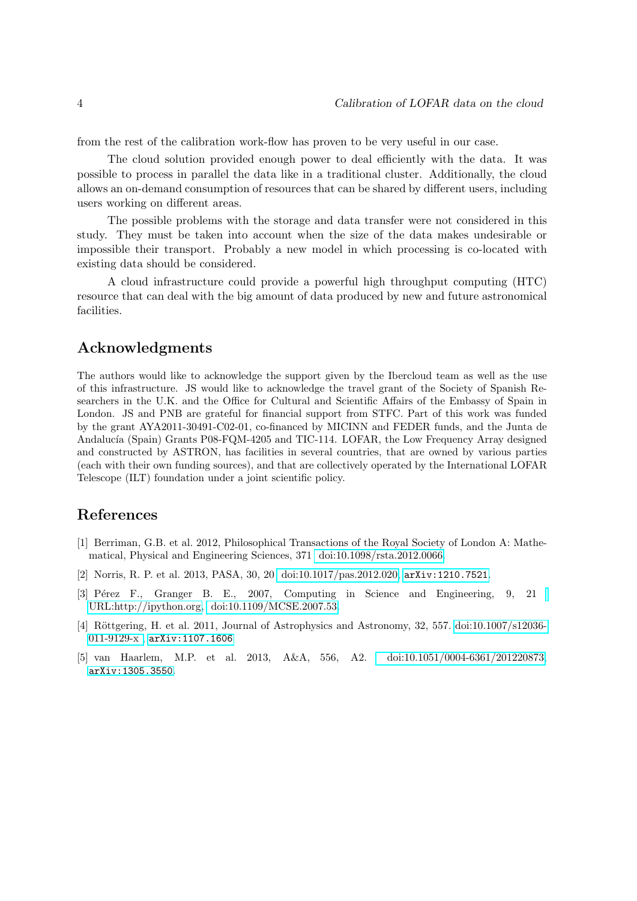from the rest of the calibration work-flow has proven to be very useful in our case.

The cloud solution provided enough power to deal efficiently with the data. It was possible to process in parallel the data like in a traditional cluster. Additionally, the cloud allows an on-demand consumption of resources that can be shared by different users, including users working on different areas.

The possible problems with the storage and data transfer were not considered in this study. They must be taken into account when the size of the data makes undesirable or impossible their transport. Probably a new model in which processing is co-located with existing data should be considered.

A cloud infrastructure could provide a powerful high throughput computing (HTC) resource that can deal with the big amount of data produced by new and future astronomical facilities.

## Acknowledgments

The authors would like to acknowledge the support given by the Ibercloud team as well as the use of this infrastructure. JS would like to acknowledge the travel grant of the Society of Spanish Researchers in the U.K. and the Office for Cultural and Scientific Affairs of the Embassy of Spain in London. JS and PNB are grateful for financial support from STFC. Part of this work was funded by the grant AYA2011-30491-C02-01, co-financed by MICINN and FEDER funds, and the Junta de Andalucía (Spain) Grants P08-FQM-4205 and TIC-114. LOFAR, the Low Frequency Array designed and constructed by ASTRON, has facilities in several countries, that are owned by various parties (each with their own funding sources), and that are collectively operated by the International LOFAR Telescope (ILT) foundation under a joint scientific policy.

## References

[1] Berriman, G.B. et al. 2012, Philosophical Transactions of the Royal Society of London A: Mathematical, Physical and Engineering Sciences, 371 doi:10.1098/rsta.2012.0066.

[2] Norris, R. P. et al. 2013, PASA, 30, 20 doi:10.1017/pas.2012.020, arXiv:1210.7521.

[3] Pérez F., Granger B. E., 2007, Computing in Science and Engineering, 9, 21 URL:http://ipython.org, doi:10.1109/MCSE.2007.53.

[4] Röttgering, H. et al. 2011, Journal of Astrophysics and Astronomy, 32, 557. doi:10.1007/s12036-011-9129-x , arXiv:1107.1606.

[5] van Haarlem, M.P. et al. 2013, A&A, 556, A2. doi:10.1051/0004-6361/201220873, arXiv:1305.3550.